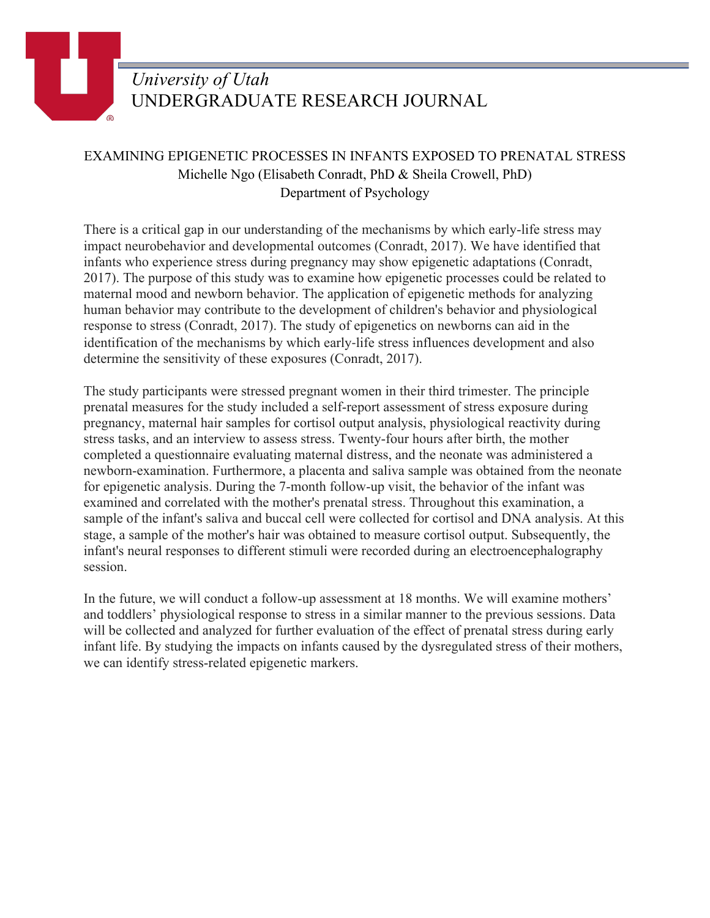*University of Utah*
UNDERGRADUATE RESEARCH JOURNAL

# EXAMINING EPIGENETIC PROCESSES IN INFANTS EXPOSED TO PRENATAL STRESS

Michelle Ngo (Elisabeth Conradt, PhD & Sheila Crowell, PhD)
Department of Psychology

There is a critical gap in our understanding of the mechanisms by which early-life stress may impact neurobehavior and developmental outcomes (Conradt, 2017). We have identified that infants who experience stress during pregnancy may show epigenetic adaptations (Conradt, 2017). The purpose of this study was to examine how epigenetic processes could be related to maternal mood and newborn behavior. The application of epigenetic methods for analyzing human behavior may contribute to the development of children's behavior and physiological response to stress (Conradt, 2017). The study of epigenetics on newborns can aid in the identification of the mechanisms by which early-life stress influences development and also determine the sensitivity of these exposures (Conradt, 2017).

The study participants were stressed pregnant women in their third trimester. The principle prenatal measures for the study included a self-report assessment of stress exposure during pregnancy, maternal hair samples for cortisol output analysis, physiological reactivity during stress tasks, and an interview to assess stress. Twenty-four hours after birth, the mother completed a questionnaire evaluating maternal distress, and the neonate was administered a newborn-examination. Furthermore, a placenta and saliva sample was obtained from the neonate for epigenetic analysis. During the 7-month follow-up visit, the behavior of the infant was examined and correlated with the mother's prenatal stress. Throughout this examination, a sample of the infant's saliva and buccal cell were collected for cortisol and DNA analysis. At this stage, a sample of the mother's hair was obtained to measure cortisol output. Subsequently, the infant's neural responses to different stimuli were recorded during an electroencephalography session.

In the future, we will conduct a follow-up assessment at 18 months. We will examine mothers' and toddlers' physiological response to stress in a similar manner to the previous sessions. Data will be collected and analyzed for further evaluation of the effect of prenatal stress during early infant life. By studying the impacts on infants caused by the dysregulated stress of their mothers, we can identify stress-related epigenetic markers.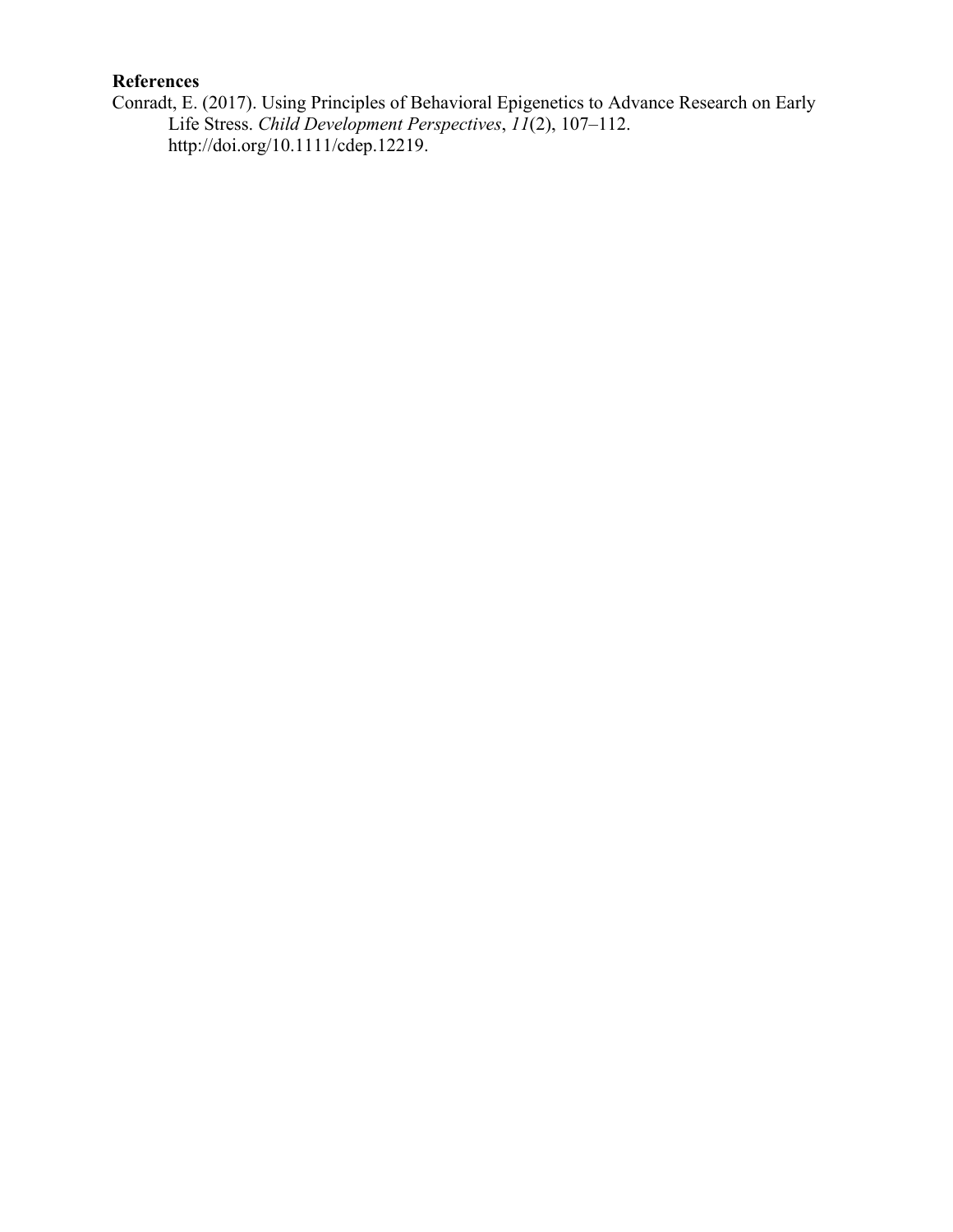**References**

Conradt, E. (2017). Using Principles of Behavioral Epigenetics to Advance Research on Early Life Stress. *Child Development Perspectives*, *11*(2), 107–112. http://doi.org/10.1111/cdep.12219.